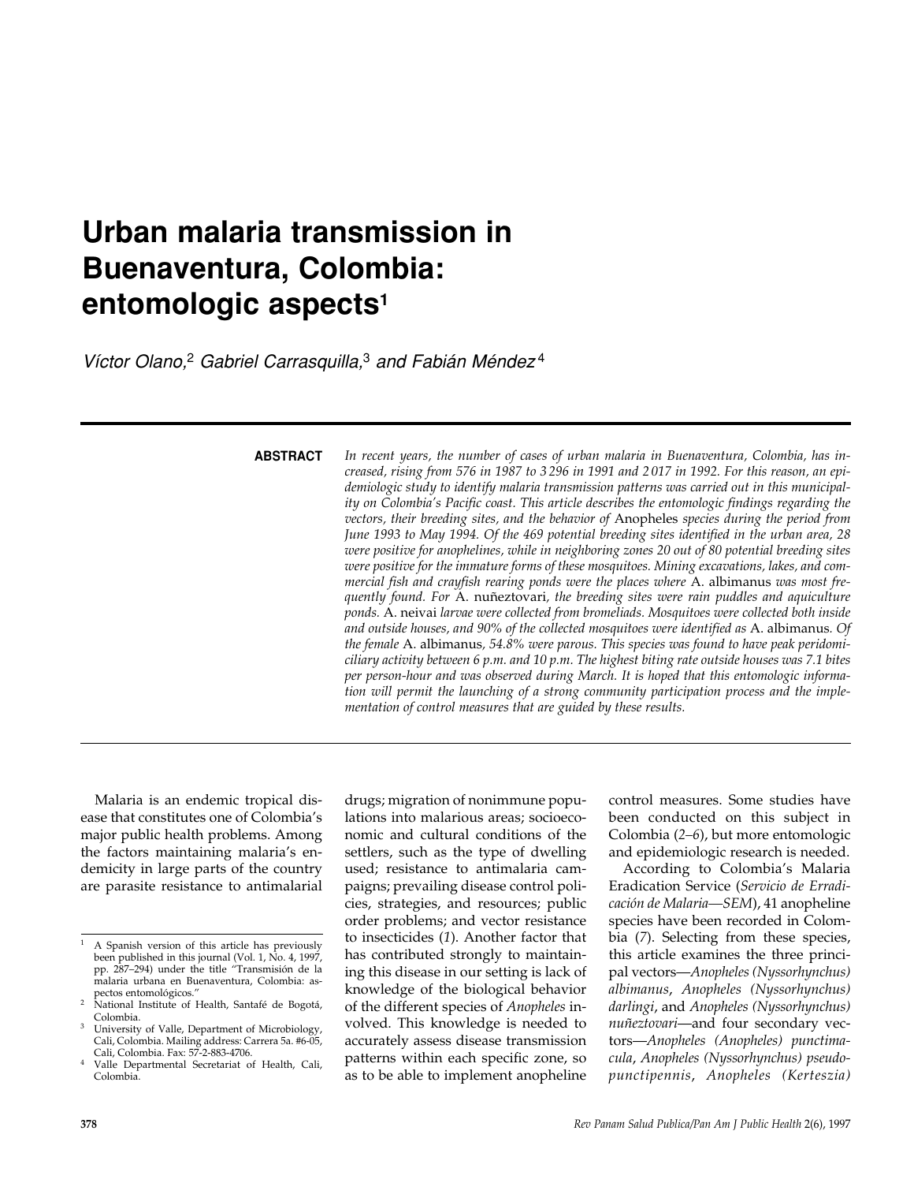# Urban malaria transmission in Buenaventura, Colombia: entomologic aspects[1]

*Víctor Olano,[2] Gabriel Carrasquilla,[3] and Fabián Méndez[4]*

**ABSTRACT**

*In recent years, the number of cases of urban malaria in Buenaventura, Colombia, has increased, rising from 576 in 1987 to 3 296 in 1991 and 2 017 in 1992. For this reason, an epidemiologic study to identify malaria transmission patterns was carried out in this municipality on Colombia's Pacific coast. This article describes the entomologic findings regarding the vectors, their breeding sites, and the behavior of* Anopheles *species during the period from June 1993 to May 1994. Of the 469 potential breeding sites identified in the urban area, 28 were positive for anophelines, while in neighboring zones 20 out of 80 potential breeding sites were positive for the immature forms of these mosquitoes. Mining excavations, lakes, and commercial fish and crayfish rearing ponds were the places where* A. albimanus *was most frequently found. For* A. nuñeztovari*, the breeding sites were rain puddles and aquiculture ponds.* A. neivai *larvae were collected from bromeliads. Mosquitoes were collected both inside and outside houses, and 90% of the collected mosquitoes were identified as* A. albimanus*. Of the female* A. albimanus*, 54.8% were parous. This species was found to have peak peridomiciliary activity between 6 p.m. and 10 p.m. The highest biting rate outside houses was 7.1 bites per person-hour and was observed during March. It is hoped that this entomologic information will permit the launching of a strong community participation process and the implementation of control measures that are guided by these results.*

---

Malaria is an endemic tropical disease that constitutes one of Colombia's major public health problems. Among the factors maintaining malaria's endemicity in large parts of the country are parasite resistance to antimalarial drugs; migration of nonimmune populations into malarious areas; socioeconomic and cultural conditions of the settlers, such as the type of dwelling used; resistance to antimalaria campaigns; prevailing disease control policies, strategies, and resources; public order problems; and vector resistance to insecticides (*1*). Another factor that has contributed strongly to maintaining this disease in our setting is lack of knowledge of the biological behavior of the different species of *Anopheles* involved. This knowledge is needed to accurately assess disease transmission patterns within each specific zone, so as to be able to implement anopheline control measures. Some studies have been conducted on this subject in Colombia (*2–6*), but more entomologic and epidemiologic research is needed.

According to Colombia's Malaria Eradication Service (*Servicio de Erradicación de Malaria—SEM*), 41 anopheline species have been recorded in Colombia (*7*). Selecting from these species, this article examines the three principal vectors—*Anopheles (Nyssorhynchus) albimanus*, *Anopheles (Nyssorhynchus) darlingi*, and *Anopheles (Nyssorhynchus) nuñeztovari*—and four secondary vectors—*Anopheles (Anopheles) punctimacula*, *Anopheles (Nyssorhynchus) pseudopunctipennis*, *Anopheles (Kerteszia)*

---

[1] A Spanish version of this article has previously been published in this journal (Vol. 1, No. 4, 1997, pp. 287–294) under the title "Transmisión de la malaria urbana en Buenaventura, Colombia: aspectos entomológicos."

[2] National Institute of Health, Santafé de Bogotá, Colombia.

[3] University of Valle, Department of Microbiology, Cali, Colombia. Mailing address: Carrera 5a. #6-05, Cali, Colombia. Fax: 57-2-883-4706.

[4] Valle Departmental Secretariat of Health, Cali, Colombia.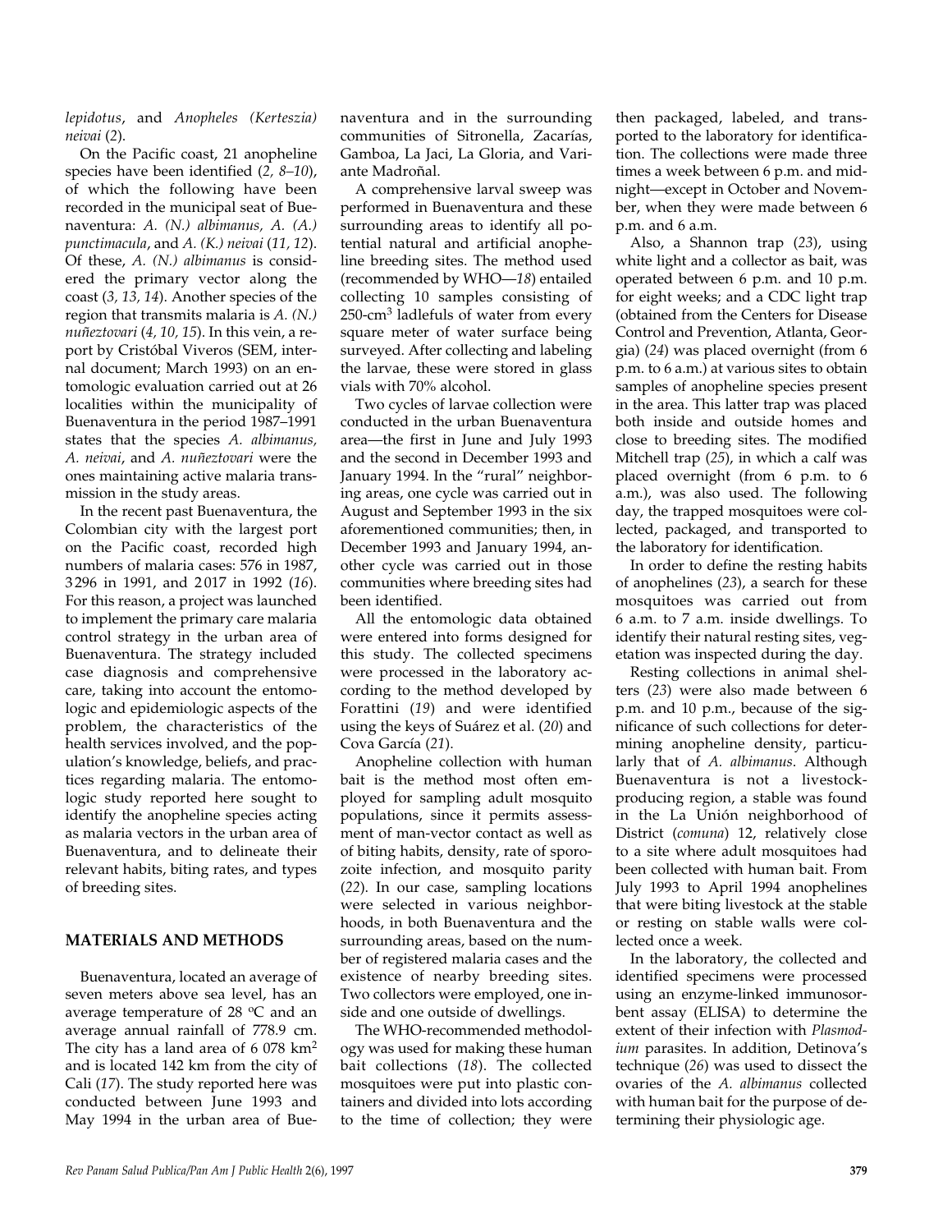*lepidotus*, and *Anopheles (Kerteszia) neivai* (*2*).

On the Pacific coast, 21 anopheline species have been identified (*2, 8–10*), of which the following have been recorded in the municipal seat of Buenaventura: *A. (N.) albimanus, A. (A.) punctimacula*, and *A. (K.) neivai* (*11, 12*). Of these, *A. (N.) albimanus* is considered the primary vector along the coast (*3, 13, 14*). Another species of the region that transmits malaria is *A. (N.) nuñeztovari* (*4, 10, 15*). In this vein, a report by Cristóbal Viveros (SEM, internal document; March 1993) on an entomologic evaluation carried out at 26 localities within the municipality of Buenaventura in the period 1987–1991 states that the species *A. albimanus, A. neivai*, and *A. nuñeztovari* were the ones maintaining active malaria transmission in the study areas.

In the recent past Buenaventura, the Colombian city with the largest port on the Pacific coast, recorded high numbers of malaria cases: 576 in 1987, 3 296 in 1991, and 2 017 in 1992 (*16*). For this reason, a project was launched to implement the primary care malaria control strategy in the urban area of Buenaventura. The strategy included case diagnosis and comprehensive care, taking into account the entomologic and epidemiologic aspects of the problem, the characteristics of the health services involved, and the population's knowledge, beliefs, and practices regarding malaria. The entomologic study reported here sought to identify the anopheline species acting as malaria vectors in the urban area of Buenaventura, and to delineate their relevant habits, biting rates, and types of breeding sites.

## MATERIALS AND METHODS

Buenaventura, located an average of seven meters above sea level, has an average temperature of 28 ºC and an average annual rainfall of 778.9 cm. The city has a land area of 6 078 km$^2$ and is located 142 km from the city of Cali (*17*). The study reported here was conducted between June 1993 and May 1994 in the urban area of Buenaventura and in the surrounding communities of Sitronella, Zacarías, Gamboa, La Jaci, La Gloria, and Variante Madroñal.

A comprehensive larval sweep was performed in Buenaventura and these surrounding areas to identify all potential natural and artificial anopheline breeding sites. The method used (recommended by WHO—*18*) entailed collecting 10 samples consisting of 250-cm$^3$ ladlefuls of water from every square meter of water surface being surveyed. After collecting and labeling the larvae, these were stored in glass vials with 70% alcohol.

Two cycles of larvae collection were conducted in the urban Buenaventura area—the first in June and July 1993 and the second in December 1993 and January 1994. In the "rural" neighboring areas, one cycle was carried out in August and September 1993 in the six aforementioned communities; then, in December 1993 and January 1994, another cycle was carried out in those communities where breeding sites had been identified.

All the entomologic data obtained were entered into forms designed for this study. The collected specimens were processed in the laboratory according to the method developed by Forattini (*19*) and were identified using the keys of Suárez et al. (*20*) and Cova García (*21*).

Anopheline collection with human bait is the method most often employed for sampling adult mosquito populations, since it permits assessment of man-vector contact as well as of biting habits, density, rate of sporozoite infection, and mosquito parity (*22*). In our case, sampling locations were selected in various neighborhoods, in both Buenaventura and the surrounding areas, based on the number of registered malaria cases and the existence of nearby breeding sites. Two collectors were employed, one inside and one outside of dwellings.

The WHO-recommended methodology was used for making these human bait collections (*18*). The collected mosquitoes were put into plastic containers and divided into lots according to the time of collection; they were then packaged, labeled, and transported to the laboratory for identification. The collections were made three times a week between 6 p.m. and midnight—except in October and November, when they were made between 6 p.m. and 6 a.m.

Also, a Shannon trap (*23*), using white light and a collector as bait, was operated between 6 p.m. and 10 p.m. for eight weeks; and a CDC light trap (obtained from the Centers for Disease Control and Prevention, Atlanta, Georgia) (*24*) was placed overnight (from 6 p.m. to 6 a.m.) at various sites to obtain samples of anopheline species present in the area. This latter trap was placed both inside and outside homes and close to breeding sites. The modified Mitchell trap (*25*), in which a calf was placed overnight (from 6 p.m. to 6 a.m.), was also used. The following day, the trapped mosquitoes were collected, packaged, and transported to the laboratory for identification.

In order to define the resting habits of anophelines (*23*), a search for these mosquitoes was carried out from 6 a.m. to 7 a.m. inside dwellings. To identify their natural resting sites, vegetation was inspected during the day.

Resting collections in animal shelters (*23*) were also made between 6 p.m. and 10 p.m., because of the significance of such collections for determining anopheline density, particularly that of *A. albimanus*. Although Buenaventura is not a livestock-producing region, a stable was found in the La Unión neighborhood of District (*comuna*) 12, relatively close to a site where adult mosquitoes had been collected with human bait. From July 1993 to April 1994 anophelines that were biting livestock at the stable or resting on stable walls were collected once a week.

In the laboratory, the collected and identified specimens were processed using an enzyme-linked immunosorbent assay (ELISA) to determine the extent of their infection with *Plasmodium* parasites. In addition, Detinova's technique (*26*) was used to dissect the ovaries of the *A. albimanus* collected with human bait for the purpose of determining their physiologic age.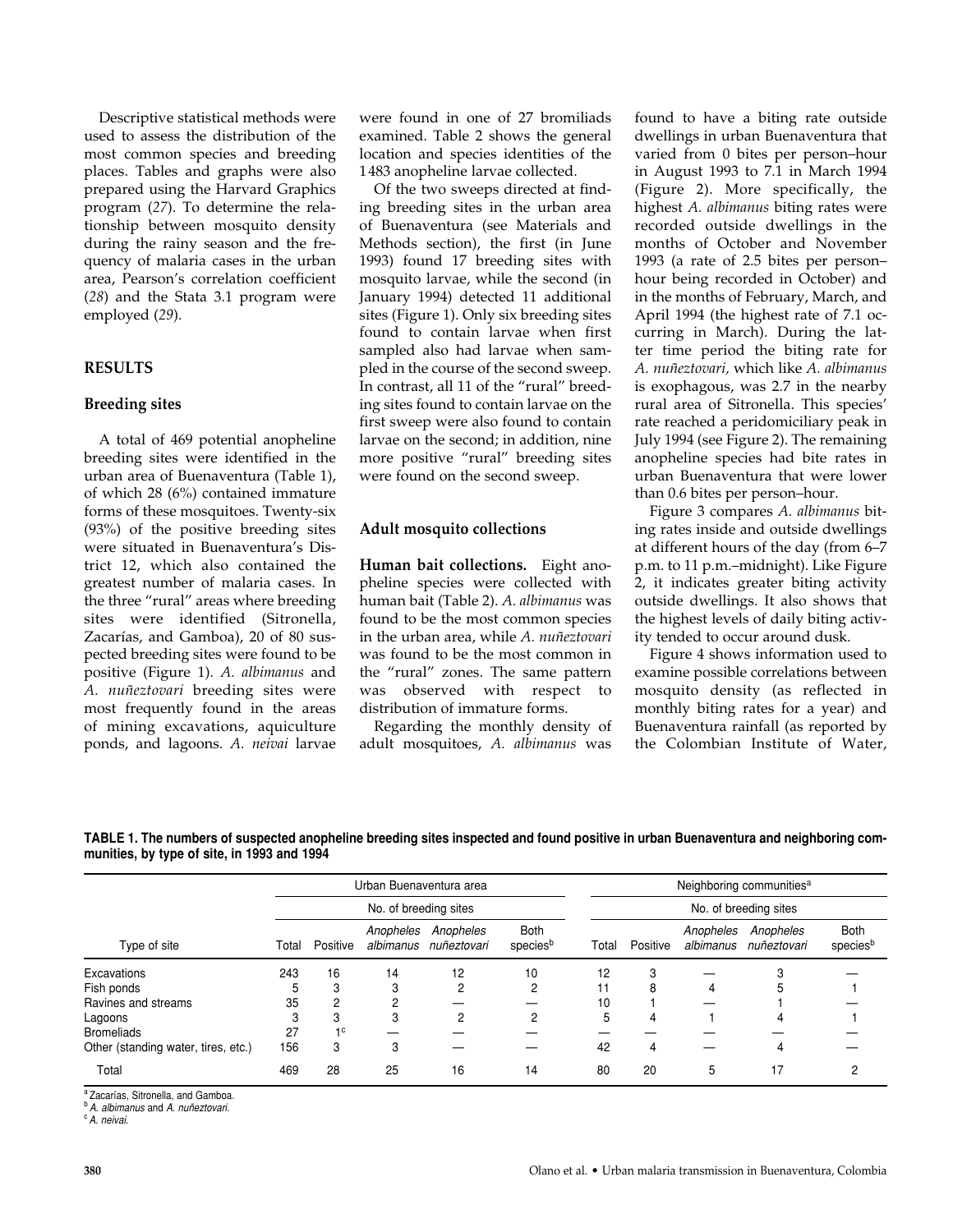Descriptive statistical methods were used to assess the distribution of the most common species and breeding places. Tables and graphs were also prepared using the Harvard Graphics program (*27*). To determine the relationship between mosquito density during the rainy season and the frequency of malaria cases in the urban area, Pearson's correlation coefficient (*28*) and the Stata 3.1 program were employed (*29*).

## RESULTS

### Breeding sites

A total of 469 potential anopheline breeding sites were identified in the urban area of Buenaventura (Table 1), of which 28 (6%) contained immature forms of these mosquitoes. Twenty-six (93%) of the positive breeding sites were situated in Buenaventura's District 12, which also contained the greatest number of malaria cases. In the three "rural" areas where breeding sites were identified (Sitronella, Zacarías, and Gamboa), 20 of 80 suspected breeding sites were found to be positive (Figure 1). *A. albimanus* and *A. nuñeztovari* breeding sites were most frequently found in the areas of mining excavations, aquiculture ponds, and lagoons. *A. neivai* larvae were found in one of 27 bromiliads examined. Table 2 shows the general location and species identities of the 1483 anopheline larvae collected.

Of the two sweeps directed at finding breeding sites in the urban area of Buenaventura (see Materials and Methods section), the first (in June 1993) found 17 breeding sites with mosquito larvae, while the second (in January 1994) detected 11 additional sites (Figure 1). Only six breeding sites found to contain larvae when first sampled also had larvae when sampled in the course of the second sweep. In contrast, all 11 of the "rural" breeding sites found to contain larvae on the first sweep were also found to contain larvae on the second; in addition, nine more positive "rural" breeding sites were found on the second sweep.

### Adult mosquito collections

**Human bait collections.** Eight anopheline species were collected with human bait (Table 2). *A. albimanus* was found to be the most common species in the urban area, while *A. nuñeztovari* was found to be the most common in the "rural" zones. The same pattern was observed with respect to distribution of immature forms.

Regarding the monthly density of adult mosquitoes, *A. albimanus* was found to have a biting rate outside dwellings in urban Buenaventura that varied from 0 bites per person–hour in August 1993 to 7.1 in March 1994 (Figure 2). More specifically, the highest *A. albimanus* biting rates were recorded outside dwellings in the months of October and November 1993 (a rate of 2.5 bites per person–hour being recorded in October) and in the months of February, March, and April 1994 (the highest rate of 7.1 occurring in March). During the latter time period the biting rate for *A. nuñeztovari,* which like *A. albimanus* is exophagous, was 2.7 in the nearby rural area of Sitronella. This species' rate reached a peridomiciliary peak in July 1994 (see Figure 2). The remaining anopheline species had bite rates in urban Buenaventura that were lower than 0.6 bites per person–hour.

Figure 3 compares *A. albimanus* biting rates inside and outside dwellings at different hours of the day (from 6–7 p.m. to 11 p.m.–midnight). Like Figure 2, it indicates greater biting activity outside dwellings. It also shows that the highest levels of daily biting activity tended to occur around dusk.

Figure 4 shows information used to examine possible correlations between mosquito density (as reflected in monthly biting rates for a year) and Buenaventura rainfall (as reported by the Colombian Institute of Water,

**TABLE 1. The numbers of suspected anopheline breeding sites inspected and found positive in urban Buenaventura and neighboring communities, by type of site, in 1993 and 1994**

| | Urban Buenaventura area | | | | | Neighboring communities[a] | | | | |
|---|---|---|---|---|---|---|---|---|---|---|
| | No. of breeding sites | | | | | No. of breeding sites | | | | |
| Type of site | Total | Positive | *Anopheles albimanus* | *Anopheles nuñeztovari* | Both species[b] | Total | Positive | *Anopheles albimanus* | *Anopheles nuñeztovari* | Both species[b] |
| Excavations | 243 | 16 | 14 | 12 | 10 | 12 | 3 | — | 3 | — |
| Fish ponds | 5 | 3 | 3 | 2 | 2 | 11 | 8 | 4 | 5 | 1 |
| Ravines and streams | 35 | 2 | 2 | — | — | 10 | 1 | — | 1 | — |
| Lagoons | 3 | 3 | 3 | 2 | 2 | 5 | 4 | 1 | 4 | 1 |
| Bromeliads | 27 | 1[c] | — | — | — | — | — | — | — | — |
| Other (standing water, tires, etc.) | 156 | 3 | 3 | — | — | 42 | 4 | — | 4 | — |
| Total | 469 | 28 | 25 | 16 | 14 | 80 | 20 | 5 | 17 | 2 |

[a] Zacarías, Sitronella, and Gamboa.
[b] *A. albimanus* and *A. nuñeztovari.*
[c] *A. neivai.*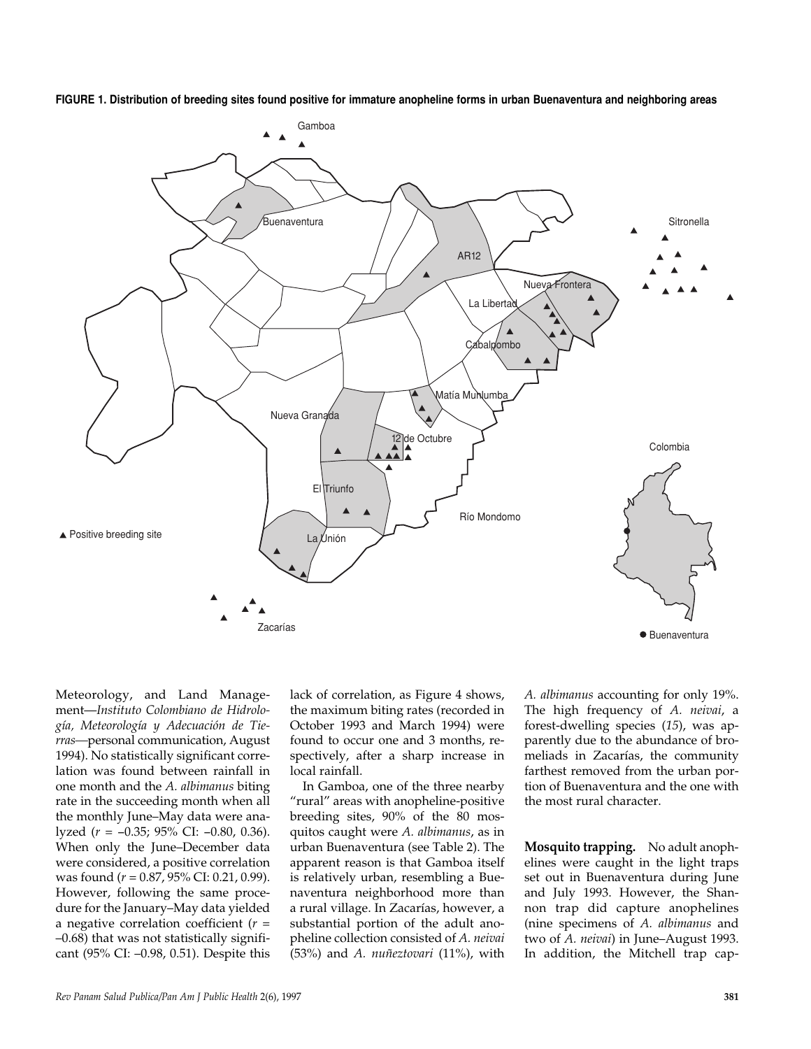**FIGURE 1. Distribution of breeding sites found positive for immature anopheline forms in urban Buenaventura and neighboring areas**

Meteorology, and Land Management—*Instituto Colombiano de Hidrología, Meteorología y Adecuación de Tierras*—personal communication, August 1994). No statistically significant correlation was found between rainfall in one month and the *A. albimanus* biting rate in the succeeding month when all the monthly June–May data were analyzed ($r = -0.35$; 95% CI: $-0.80$, $0.36$). When only the June–December data were considered, a positive correlation was found ($r = 0.87$, 95% CI: $0.21$, $0.99$). However, following the same procedure for the January–May data yielded a negative correlation coefficient ($r = -0.68$) that was not statistically significant (95% CI: $-0.98$, $0.51$). Despite this lack of correlation, as Figure 4 shows, the maximum biting rates (recorded in October 1993 and March 1994) were found to occur one and 3 months, respectively, after a sharp increase in local rainfall.

In Gamboa, one of the three nearby "rural" areas with anopheline-positive breeding sites, 90% of the 80 mosquitos caught were *A. albimanus*, as in urban Buenaventura (see Table 2). The apparent reason is that Gamboa itself is relatively urban, resembling a Buenaventura neighborhood more than a rural village. In Zacarías, however, a substantial portion of the adult anopheline collection consisted of *A. neivai* (53%) and *A. nuñeztovari* (11%), with *A. albimanus* accounting for only 19%. The high frequency of *A. neivai*, a forest-dwelling species (*15*), was apparently due to the abundance of bromeliads in Zacarías, the community farthest removed from the urban portion of Buenaventura and the one with the most rural character.

**Mosquito trapping.** No adult anophelines were caught in the light traps set out in Buenaventura during June and July 1993. However, the Shannon trap did capture anophelines (nine specimens of *A. albimanus* and two of *A. neivai*) in June–August 1993. In addition, the Mitchell trap cap-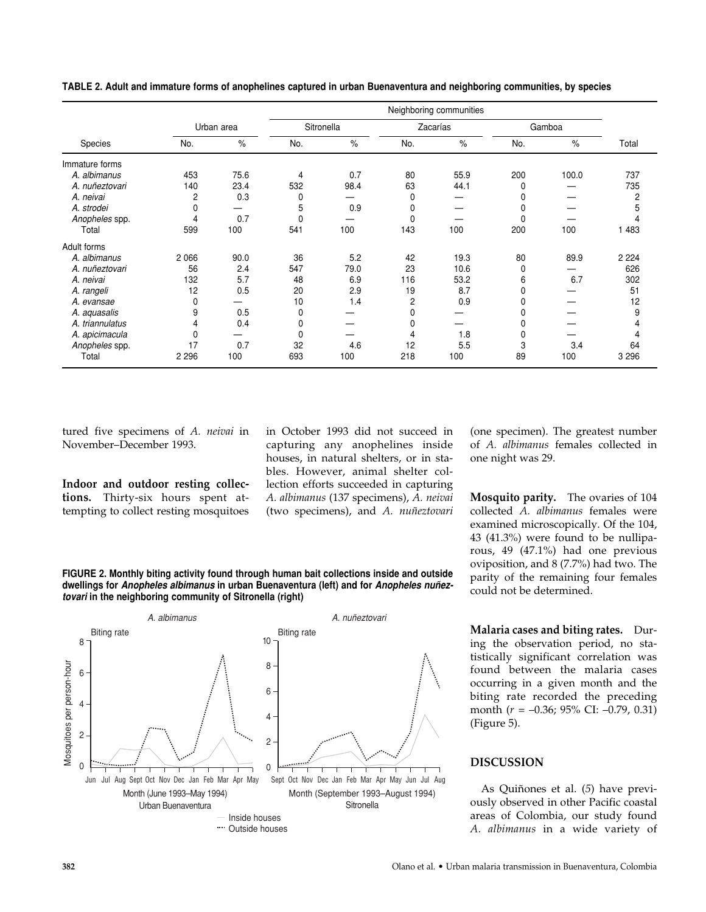**TABLE 2. Adult and immature forms of anophelines captured in urban Buenaventura and neighboring communities, by species**

| | Urban area | | Neighboring communities | | | | | | |
|---|---|---|---|---|---|---|---|---|---|
| | | | Sitronella | | Zacarías | | Gamboa | | |
| Species | No. | % | No. | % | No. | % | No. | % | Total |
| Immature forms | | | | | | | | | |
| *A. albimanus* | 453 | 75.6 | 4 | 0.7 | 80 | 55.9 | 200 | 100.0 | 737 |
| *A. nuñeztovari* | 140 | 23.4 | 532 | 98.4 | 63 | 44.1 | 0 | — | 735 |
| *A. neivai* | 2 | 0.3 | 0 | — | 0 | — | 0 | — | 2 |
| *A. strodei* | 0 | — | 5 | 0.9 | 0 | — | 0 | — | 5 |
| *Anopheles* spp. | 4 | 0.7 | 0 | — | 0 | — | 0 | — | 4 |
| Total | 599 | 100 | 541 | 100 | 143 | 100 | 200 | 100 | 1 483 |
| Adult forms | | | | | | | | | |
| *A. albimanus* | 2 066 | 90.0 | 36 | 5.2 | 42 | 19.3 | 80 | 89.9 | 2 224 |
| *A. nuñeztovari* | 56 | 2.4 | 547 | 79.0 | 23 | 10.6 | 0 | — | 626 |
| *A. neivai* | 132 | 5.7 | 48 | 6.9 | 116 | 53.2 | 6 | 6.7 | 302 |
| *A. rangeli* | 12 | 0.5 | 20 | 2.9 | 19 | 8.7 | 0 | — | 51 |
| *A. evansae* | 0 | — | 10 | 1.4 | 2 | 0.9 | 0 | — | 12 |
| *A. aquasalis* | 9 | 0.5 | 0 | — | 0 | — | 0 | — | 9 |
| *A. triannulatus* | 4 | 0.4 | 0 | — | 0 | — | 0 | — | 4 |
| *A. apicimacula* | 0 | — | 0 | — | 4 | 1.8 | 0 | — | 4 |
| *Anopheles* spp. | 17 | 0.7 | 32 | 4.6 | 12 | 5.5 | 3 | 3.4 | 64 |
| Total | 2 296 | 100 | 693 | 100 | 218 | 100 | 89 | 100 | 3 296 |

tured five specimens of *A. neivai* in November–December 1993.

**Indoor and outdoor resting collections.** Thirty-six hours spent attempting to collect resting mosquitoes in October 1993 did not succeed in capturing any anophelines inside houses, in natural shelters, or in stables. However, animal shelter collection efforts succeeded in capturing *A. albimanus* (137 specimens), *A. neivai* (two specimens), and *A. nuñeztovari* (one specimen). The greatest number of *A. albimanus* females collected in one night was 29.

**FIGURE 2. Monthly biting activity found through human bait collections inside and outside dwellings for *Anopheles albimanus* in urban Buenaventura (left) and for *Anopheles nuñeztovari* in the neighboring community of Sitronella (right)**

**Mosquito parity.** The ovaries of 104 collected *A. albimanus* females were examined microscopically. Of the 104, 43 (41.3%) were found to be nulliparous, 49 (47.1%) had one previous oviposition, and 8 (7.7%) had two. The parity of the remaining four females could not be determined.

**Malaria cases and biting rates.** During the observation period, no statistically significant correlation was found between the malaria cases occurring in a given month and the biting rate recorded the preceding month ($r = -0.36$; 95% CI: $-0.79$, 0.31) (Figure 5).

## DISCUSSION

As Quiñones et al. (*5*) have previously observed in other Pacific coastal areas of Colombia, our study found *A. albimanus* in a wide variety of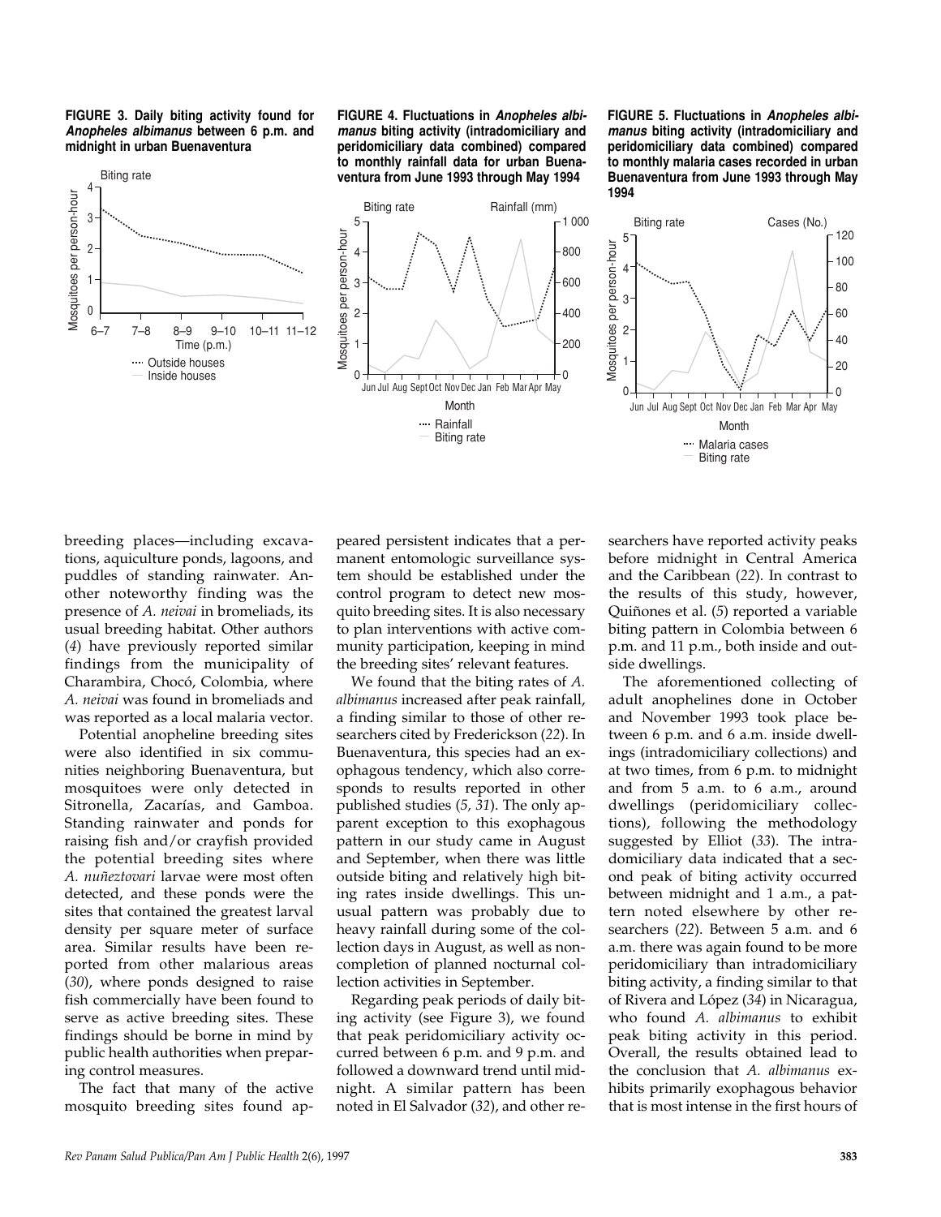**FIGURE 3. Daily biting activity found for *Anopheles albimanus* between 6 p.m. and midnight in urban Buenaventura**

**FIGURE 4. Fluctuations in *Anopheles albimanus* biting activity (intradomiciliary and peridomiciliary data combined) compared to monthly rainfall data for urban Buenaventura from June 1993 through May 1994**

**FIGURE 5. Fluctuations in *Anopheles albimanus* biting activity (intradomiciliary and peridomiciliary data combined) compared to monthly malaria cases recorded in urban Buenaventura from June 1993 through May 1994**

breeding places—including excavations, aquiculture ponds, lagoons, and puddles of standing rainwater. Another noteworthy finding was the presence of *A. neivai* in bromeliads, its usual breeding habitat. Other authors (*4*) have previously reported similar findings from the municipality of Charambira, Chocó, Colombia, where *A. neivai* was found in bromeliads and was reported as a local malaria vector.

Potential anopheline breeding sites were also identified in six communities neighboring Buenaventura, but mosquitoes were only detected in Sitronella, Zacarías, and Gamboa. Standing rainwater and ponds for raising fish and/or crayfish provided the potential breeding sites where *A. nuñeztovari* larvae were most often detected, and these ponds were the sites that contained the greatest larval density per square meter of surface area. Similar results have been reported from other malarious areas (*30*), where ponds designed to raise fish commercially have been found to serve as active breeding sites. These findings should be borne in mind by public health authorities when preparing control measures.

The fact that many of the active mosquito breeding sites found appeared persistent indicates that a permanent entomologic surveillance system should be established under the control program to detect new mosquito breeding sites. It is also necessary to plan interventions with active community participation, keeping in mind the breeding sites' relevant features.

We found that the biting rates of *A. albimanus* increased after peak rainfall, a finding similar to those of other researchers cited by Frederickson (*22*). In Buenaventura, this species had an exophagous tendency, which also corresponds to results reported in other published studies (*5, 31*). The only apparent exception to this exophagous pattern in our study came in August and September, when there was little outside biting and relatively high biting rates inside dwellings. This unusual pattern was probably due to heavy rainfall during some of the collection days in August, as well as noncompletion of planned nocturnal collection activities in September.

Regarding peak periods of daily biting activity (see Figure 3), we found that peak peridomiciliary activity occurred between 6 p.m. and 9 p.m. and followed a downward trend until midnight. A similar pattern has been noted in El Salvador (*32*), and other researchers have reported activity peaks before midnight in Central America and the Caribbean (*22*). In contrast to the results of this study, however, Quiñones et al. (*5*) reported a variable biting pattern in Colombia between 6 p.m. and 11 p.m., both inside and outside dwellings.

The aforementioned collecting of adult anophelines done in October and November 1993 took place between 6 p.m. and 6 a.m. inside dwellings (intradomiciliary collections) and at two times, from 6 p.m. to midnight and from 5 a.m. to 6 a.m., around dwellings (peridomiciliary collections), following the methodology suggested by Elliot (*33*). The intradomiciliary data indicated that a second peak of biting activity occurred between midnight and 1 a.m., a pattern noted elsewhere by other researchers (*22*). Between 5 a.m. and 6 a.m. there was again found to be more peridomiciliary than intradomiciliary biting activity, a finding similar to that of Rivera and López (*34*) in Nicaragua, who found *A. albimanus* to exhibit peak biting activity in this period. Overall, the results obtained lead to the conclusion that *A. albimanus* exhibits primarily exophagous behavior that is most intense in the first hours of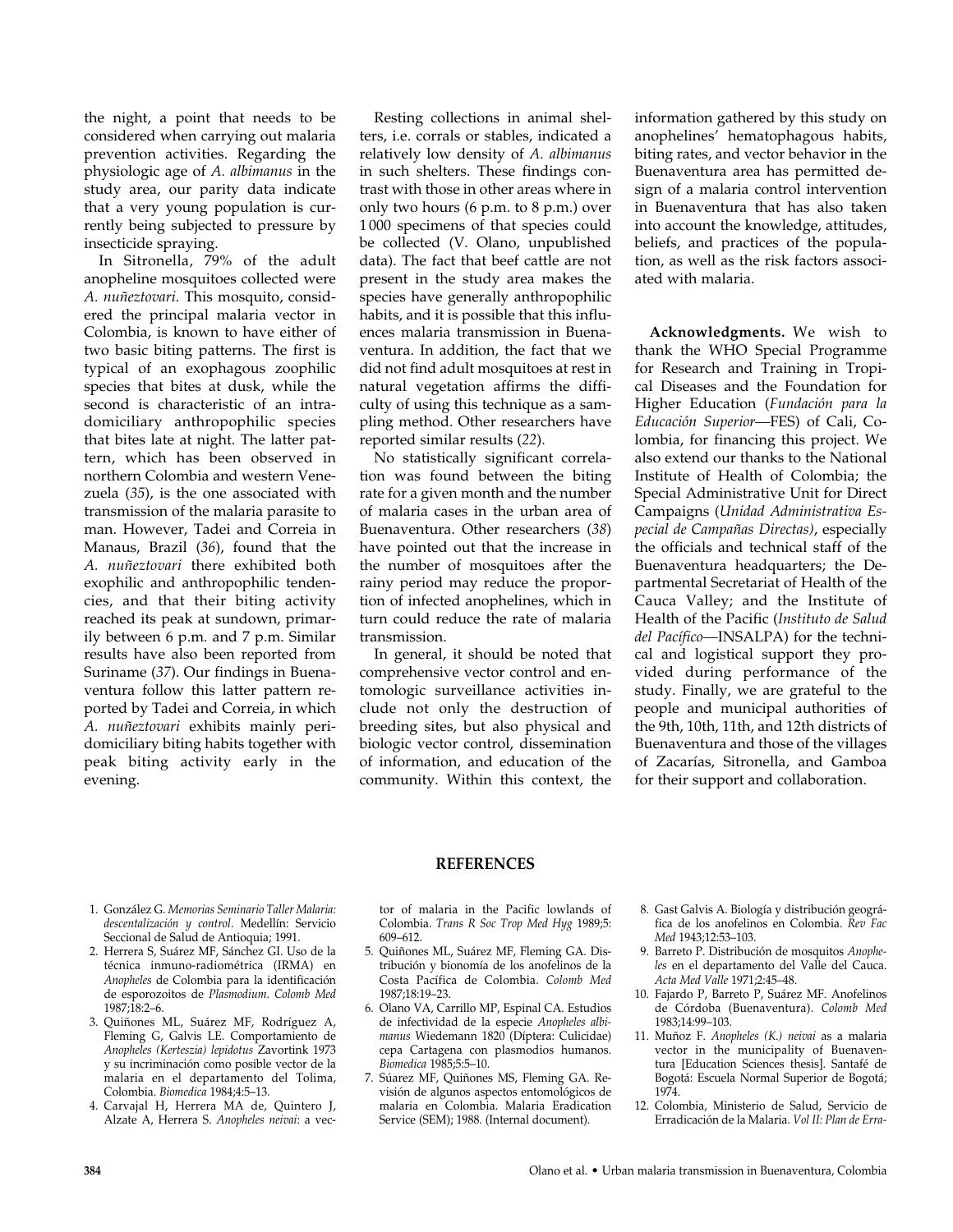the night, a point that needs to be considered when carrying out malaria prevention activities. Regarding the physiologic age of *A. albimanus* in the study area, our parity data indicate that a very young population is currently being subjected to pressure by insecticide spraying.

In Sitronella, 79% of the adult anopheline mosquitoes collected were *A. nuñeztovari*. This mosquito, considered the principal malaria vector in Colombia, is known to have either of two basic biting patterns. The first is typical of an exophagous zoophilic species that bites at dusk, while the second is characteristic of an intradomiciliary anthropophilic species that bites late at night. The latter pattern, which has been observed in northern Colombia and western Venezuela (*35*), is the one associated with transmission of the malaria parasite to man. However, Tadei and Correia in Manaus, Brazil (*36*), found that the *A. nuñeztovari* there exhibited both exophilic and anthropophilic tendencies, and that their biting activity reached its peak at sundown, primarily between 6 p.m. and 7 p.m. Similar results have also been reported from Suriname (*37*). Our findings in Buenaventura follow this latter pattern reported by Tadei and Correia, in which *A. nuñeztovari* exhibits mainly peridomiciliary biting habits together with peak biting activity early in the evening.

Resting collections in animal shelters, i.e. corrals or stables, indicated a relatively low density of *A. albimanus* in such shelters. These findings contrast with those in other areas where in only two hours (6 p.m. to 8 p.m.) over 1 000 specimens of that species could be collected (V. Olano, unpublished data). The fact that beef cattle are not present in the study area makes the species have generally anthropophilic habits, and it is possible that this influences malaria transmission in Buenaventura. In addition, the fact that we did not find adult mosquitoes at rest in natural vegetation affirms the difficulty of using this technique as a sampling method. Other researchers have reported similar results (*22*).

No statistically significant correlation was found between the biting rate for a given month and the number of malaria cases in the urban area of Buenaventura. Other researchers (*38*) have pointed out that the increase in the number of mosquitoes after the rainy period may reduce the proportion of infected anophelines, which in turn could reduce the rate of malaria transmission.

In general, it should be noted that comprehensive vector control and entomologic surveillance activities include not only the destruction of breeding sites, but also physical and biologic vector control, dissemination of information, and education of the community. Within this context, the information gathered by this study on anophelines' hematophagous habits, biting rates, and vector behavior in the Buenaventura area has permitted design of a malaria control intervention in Buenaventura that has also taken into account the knowledge, attitudes, beliefs, and practices of the population, as well as the risk factors associated with malaria.

**Acknowledgments.** We wish to thank the WHO Special Programme for Research and Training in Tropical Diseases and the Foundation for Higher Education (*Fundación para la Educación Superior*—FES) of Cali, Colombia, for financing this project. We also extend our thanks to the National Institute of Health of Colombia; the Special Administrative Unit for Direct Campaigns (*Unidad Administrativa Especial de Campañas Directas*), especially the officials and technical staff of the Buenaventura headquarters; the Departmental Secretariat of Health of the Cauca Valley; and the Institute of Health of the Pacific (*Instituto de Salud del Pacífico*—INSALPA) for the technical and logistical support they provided during performance of the study. Finally, we are grateful to the people and municipal authorities of the 9th, 10th, 11th, and 12th districts of Buenaventura and those of the villages of Zacarías, Sitronella, and Gamboa for their support and collaboration.

## REFERENCES

1. González G. *Memorias Seminario Taller Malaria: descentalización y control*. Medellín: Servicio Seccional de Salud de Antioquia; 1991.
2. Herrera S, Suárez MF, Sánchez GI. Uso de la técnica inmuno-radiométrica (IRMA) en *Anopheles* de Colombia para la identificación de esporozoitos de *Plasmodium*. *Colomb Med* 1987;18:2–6.
3. Quiñones ML, Suárez MF, Rodríguez A, Fleming G, Galvis LE. Comportamiento de *Anopheles (Kerteszia) lepidotus* Zavortink 1973 y su incriminación como posible vector de la malaria en el departamento del Tolima, Colombia. *Biomedica* 1984;4:5–13.
4. Carvajal H, Herrera MA de, Quintero J, Alzate A, Herrera S. *Anopheles neivai*: a vector of malaria in the Pacific lowlands of Colombia. *Trans R Soc Trop Med Hyg* 1989;5: 609–612.
5. Quiñones ML, Suárez MF, Fleming GA. Distribución y bionomía de los anofelinos de la Costa Pacífica de Colombia. *Colomb Med* 1987;18:19–23.
6. Olano VA, Carrillo MP, Espinal CA. Estudios de infectividad de la especie *Anopheles albimanus* Wiedemann 1820 (Díptera: Culicidae) cepa Cartagena con plasmodios humanos. *Biomedica* 1985;5:5–10.
7. Súarez MF, Quiñones MS, Fleming GA. Revisión de algunos aspectos entomológicos de malaria en Colombia. Malaria Eradication Service (SEM); 1988. (Internal document).
8. Gast Galvis A. Biología y distribución geográfica de los anofelinos en Colombia. *Rev Fac Med* 1943;12:53–103.
9. Barreto P. Distribución de mosquitos *Anopheles* en el departamento del Valle del Cauca. *Acta Med Valle* 1971;2:45–48.
10. Fajardo P, Barreto P, Suárez MF. Anofelinos de Córdoba (Buenaventura). *Colomb Med* 1983;14:99–103.
11. Muñoz F. *Anopheles (K.) neivai* as a malaria vector in the municipality of Buenaventura [Education Sciences thesis]. Santafé de Bogotá: Escuela Normal Superior de Bogotá; 1974.
12. Colombia, Ministerio de Salud, Servicio de Erradicación de la Malaria. *Vol II: Plan de Erra-*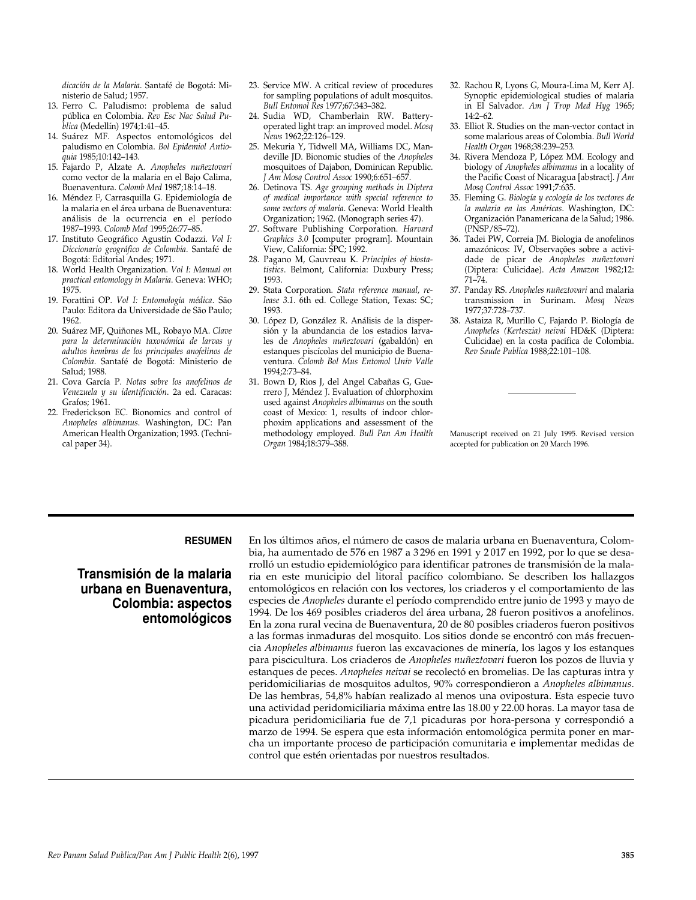*dicación de la Malaria*. Santafé de Bogotá: Ministerio de Salud; 1957.

13. Ferro C. Paludismo: problema de salud pública en Colombia. *Rev Esc Nac Salud Publica* (Medellín) 1974;1:41–45.
14. Suárez MF. Aspectos entomológicos del paludismo en Colombia. *Bol Epidemiol Antioquia* 1985;10:142–143.
15. Fajardo P, Alzate A. *Anopheles nuñeztovari* como vector de la malaria en el Bajo Calima, Buenaventura. *Colomb Med* 1987;18:14–18.
16. Méndez F, Carrasquilla G. Epidemiología de la malaria en el área urbana de Buenaventura: análisis de la ocurrencia en el período 1987–1993. *Colomb Med* 1995;26:77–85.
17. Instituto Geográfico Agustín Codazzi. *Vol I: Diccionario geográfico de Colombia*. Santafé de Bogotá: Editorial Andes; 1971.
18. World Health Organization. *Vol I: Manual on practical entomology in Malaria*. Geneva: WHO; 1975.
19. Forattini OP. *Vol I: Entomología médica*. São Paulo: Editora da Universidade de São Paulo; 1962.
20. Suárez MF, Quiñones ML, Robayo MA. *Clave para la determinación taxonómica de larvas y adultos hembras de los principales anofelinos de Colombia*. Santafé de Bogotá: Ministerio de Salud; 1988.
21. Cova García P. *Notas sobre los anofelinos de Venezuela y su identificación*. 2a ed. Caracas: Grafos; 1961.
22. Frederickson EC. Bionomics and control of *Anopheles albimanus*. Washington, DC: Pan American Health Organization; 1993. (Technical paper 34).
23. Service MW. A critical review of procedures for sampling populations of adult mosquitos. *Bull Entomol Res* 1977;67:343–382.
24. Sudia WD, Chamberlain RW. Battery-operated light trap: an improved model. *Mosq News* 1962;22:126–129.
25. Mekuria Y, Tidwell MA, Williams DC, Mandeville JD. Bionomic studies of the *Anopheles* mosquitoes of Dajabon, Dominican Republic. *J Am Mosq Control Assoc* 1990;6:651–657.
26. Detinova TS. *Age grouping methods in Diptera of medical importance with special reference to some vectors of malaria*. Geneva: World Health Organization; 1962. (Monograph series 47).
27. Software Publishing Corporation. *Harvard Graphics 3.0* [computer program]. Mountain View, California: SPC; 1992.
28. Pagano M, Gauvreau K. *Principles of biostatistics*. Belmont, California: Duxbury Press; 1993.
29. Stata Corporation. *Stata reference manual, release 3.1*. 6th ed. College Station, Texas: SC; 1993.
30. López D, González R. Análisis de la dispersión y la abundancia de los estadios larvales de *Anopheles nuñeztovari* (gabaldón) en estanques piscícolas del municipio de Buenaventura. *Colomb Bol Mus Entomol Univ Valle* 1994;2:73–84.
31. Bown D, Rios J, del Angel Cabañas G, Guerrero J, Méndez J. Evaluation of chlorphoxim used against *Anopheles albimanus* on the south coast of Mexico: 1, results of indoor chlorphoxim applications and assessment of the methodology employed. *Bull Pan Am Health Organ* 1984;18:379–388.
32. Rachou R, Lyons G, Moura-Lima M, Kerr AJ. Synoptic epidemiological studies of malaria in El Salvador. *Am J Trop Med Hyg* 1965; 14:2–62.
33. Elliot R. Studies on the man-vector contact in some malarious areas of Colombia. *Bull World Health Organ* 1968;38:239–253.
34. Rivera Mendoza P, López MM. Ecology and biology of *Anopheles albimanus* in a locality of the Pacific Coast of Nicaragua [abstract]. *J Am Mosq Control Assoc* 1991;7:635.
35. Fleming G. *Biología y ecología de los vectores de la malaria en las Américas*. Washington, DC: Organización Panamericana de la Salud; 1986. (PNSP/85–72).
36. Tadei PW, Correia JM. Biologia de anofelinos amazónicos: IV, Observações sobre a atividade de picar de *Anopheles nuñeztovari* (Diptera: Culicidae). *Acta Amazon* 1982;12: 71–74.
37. Panday RS. *Anopheles nuñeztovari* and malaria transmission in Surinam. *Mosq News* 1977;37:728–737.
38. Astaiza R, Murillo C, Fajardo P. Biología de *Anopheles (Kerteszia) neivai* HD&K (Diptera: Culicidae) en la costa pacífica de Colombia. *Rev Saude Publica* 1988;22:101–108.

Manuscript received on 21 July 1995. Revised version accepted for publication on 20 March 1996.

---

**RESUMEN**

## Transmisión de la malaria urbana en Buenaventura, Colombia: aspectos entomológicos

En los últimos años, el número de casos de malaria urbana en Buenaventura, Colombia, ha aumentado de 576 en 1987 a 3 296 en 1991 y 2 017 en 1992, por lo que se desarrolló un estudio epidemiológico para identificar patrones de transmisión de la malaria en este municipio del litoral pacífico colombiano. Se describen los hallazgos entomológicos en relación con los vectores, los criaderos y el comportamiento de las especies de *Anopheles* durante el período comprendido entre junio de 1993 y mayo de 1994. De los 469 posibles criaderos del área urbana, 28 fueron positivos a anofelinos. En la zona rural vecina de Buenaventura, 20 de 80 posibles criaderos fueron positivos a las formas inmaduras del mosquito. Los sitios donde se encontró con más frecuencia *Anopheles albimanus* fueron las excavaciones de minería, los lagos y los estanques para piscicultura. Los criaderos de *Anopheles nuñeztovari* fueron los pozos de lluvia y estanques de peces. *Anopheles neivai* se recolectó en bromelias. De las capturas intra y peridomiciliarias de mosquitos adultos, 90% correspondieron a *Anopheles albimanus*. De las hembras, 54,8% habían realizado al menos una ovipostura. Esta especie tuvo una actividad peridomiciliaria máxima entre las 18.00 y 22.00 horas. La mayor tasa de picadura peridomiciliaria fue de 7,1 picaduras por hora-persona y correspondió a marzo de 1994. Se espera que esta información entomológica permita poner en marcha un importante proceso de participación comunitaria e implementar medidas de control que estén orientadas por nuestros resultados.